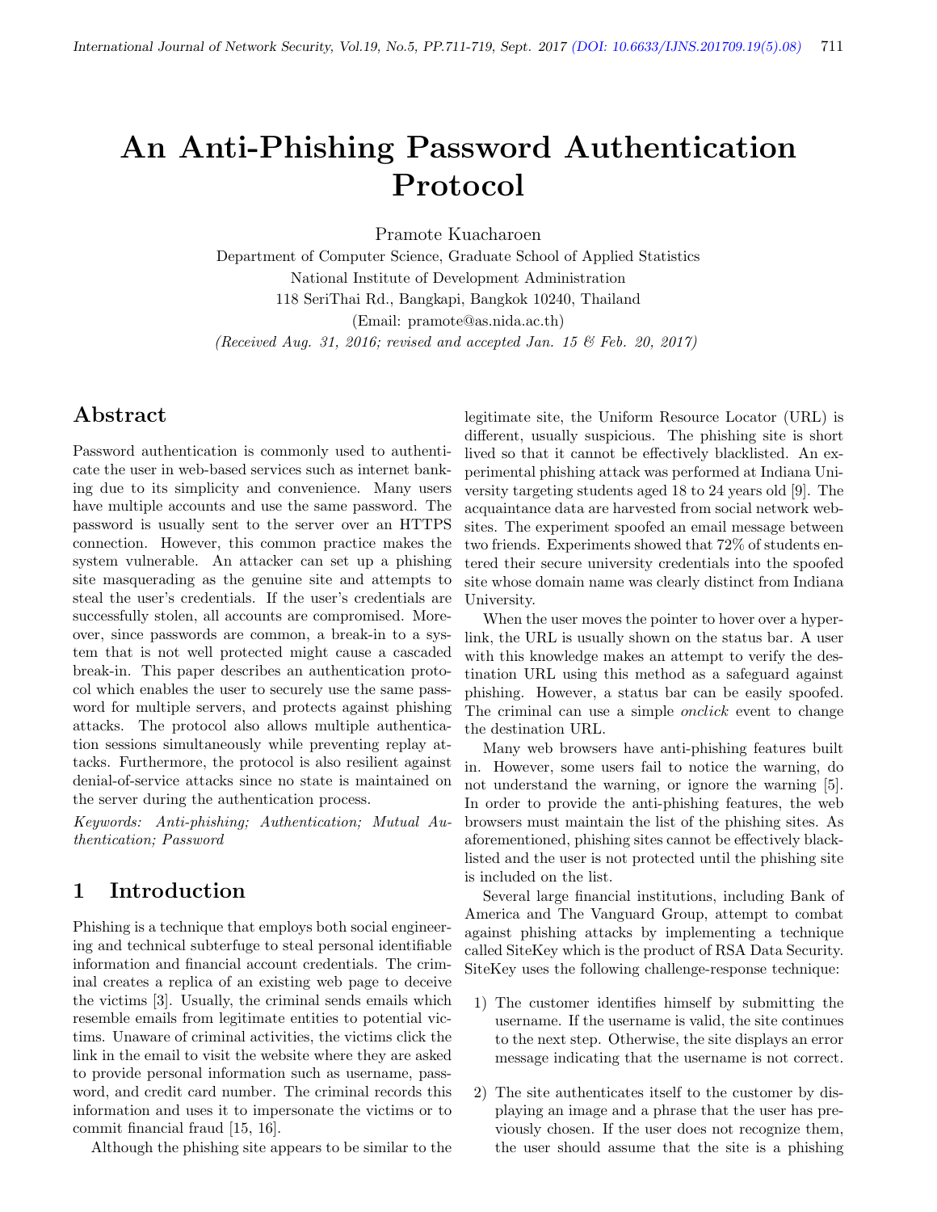# An Anti-Phishing Password Authentication Protocol

Pramote Kuacharoen

Department of Computer Science, Graduate School of Applied Statistics

National Institute of Development Administration

118 SeriThai Rd., Bangkapi, Bangkok 10240, Thailand

(Email: pramote@as.nida.ac.th)

*(Received Aug. 31, 2016; revised and accepted Jan. 15 & Feb. 20, 2017)*

## Abstract

Password authentication is commonly used to authenticate the user in web-based services such as internet banking due to its simplicity and convenience. Many users have multiple accounts and use the same password. The password is usually sent to the server over an HTTPS connection. However, this common practice makes the system vulnerable. An attacker can set up a phishing site masquerading as the genuine site and attempts to steal the user's credentials. If the user's credentials are successfully stolen, all accounts are compromised. Moreover, since passwords are common, a break-in to a system that is not well protected might cause a cascaded break-in. This paper describes an authentication protocol which enables the user to securely use the same password for multiple servers, and protects against phishing attacks. The protocol also allows multiple authentication sessions simultaneously while preventing replay attacks. Furthermore, the protocol is also resilient against denial-of-service attacks since no state is maintained on the server during the authentication process.

*Keywords: Anti-phishing; Authentication; Mutual Authentication; Password*

## 1 Introduction

Phishing is a technique that employs both social engineering and technical subterfuge to steal personal identifiable information and financial account credentials. The criminal creates a replica of an existing web page to deceive the victims [3]. Usually, the criminal sends emails which resemble emails from legitimate entities to potential victims. Unaware of criminal activities, the victims click the link in the email to visit the website where they are asked to provide personal information such as username, password, and credit card number. The criminal records this information and uses it to impersonate the victims or to commit financial fraud [15, 16].

Although the phishing site appears to be similar to the legitimate site, the Uniform Resource Locator (URL) is different, usually suspicious. The phishing site is short lived so that it cannot be effectively blacklisted. An experimental phishing attack was performed at Indiana University targeting students aged 18 to 24 years old [9]. The acquaintance data are harvested from social network websites. The experiment spoofed an email message between two friends. Experiments showed that 72% of students entered their secure university credentials into the spoofed site whose domain name was clearly distinct from Indiana University.

When the user moves the pointer to hover over a hyperlink, the URL is usually shown on the status bar. A user with this knowledge makes an attempt to verify the destination URL using this method as a safeguard against phishing. However, a status bar can be easily spoofed. The criminal can use a simple *onclick* event to change the destination URL.

Many web browsers have anti-phishing features built in. However, some users fail to notice the warning, do not understand the warning, or ignore the warning [5]. In order to provide the anti-phishing features, the web browsers must maintain the list of the phishing sites. As aforementioned, phishing sites cannot be effectively blacklisted and the user is not protected until the phishing site is included on the list.

Several large financial institutions, including Bank of America and The Vanguard Group, attempt to combat against phishing attacks by implementing a technique called SiteKey which is the product of RSA Data Security. SiteKey uses the following challenge-response technique:

1) The customer identifies himself by submitting the username. If the username is valid, the site continues to the next step. Otherwise, the site displays an error message indicating that the username is not correct.

2) The site authenticates itself to the customer by displaying an image and a phrase that the user has previously chosen. If the user does not recognize them, the user should assume that the site is a phishing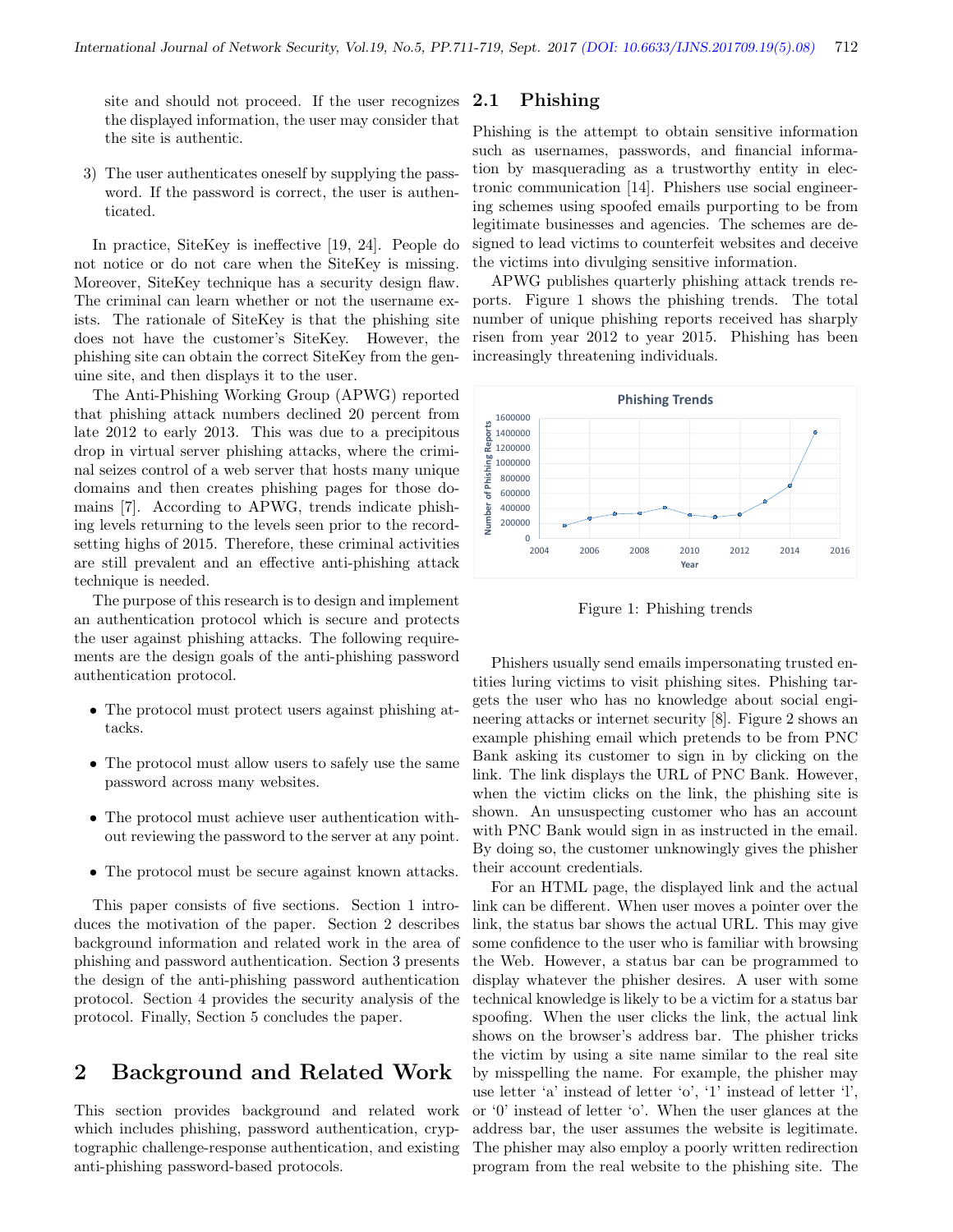site and should not proceed. If the user recognizes the displayed information, the user may consider that the site is authentic.

3) The user authenticates oneself by supplying the password. If the password is correct, the user is authenticated.

In practice, SiteKey is ineffective [19, 24]. People do not notice or do not care when the SiteKey is missing. Moreover, SiteKey technique has a security design flaw. The criminal can learn whether or not the username exists. The rationale of SiteKey is that the phishing site does not have the customer's SiteKey. However, the phishing site can obtain the correct SiteKey from the genuine site, and then displays it to the user.

The Anti-Phishing Working Group (APWG) reported that phishing attack numbers declined 20 percent from late 2012 to early 2013. This was due to a precipitous drop in virtual server phishing attacks, where the criminal seizes control of a web server that hosts many unique domains and then creates phishing pages for those domains [7]. According to APWG, trends indicate phishing levels returning to the levels seen prior to the record-setting highs of 2015. Therefore, these criminal activities are still prevalent and an effective anti-phishing attack technique is needed.

The purpose of this research is to design and implement an authentication protocol which is secure and protects the user against phishing attacks. The following requirements are the design goals of the anti-phishing password authentication protocol.

- The protocol must protect users against phishing attacks.
- The protocol must allow users to safely use the same password across many websites.
- The protocol must achieve user authentication without reviewing the password to the server at any point.
- The protocol must be secure against known attacks.

This paper consists of five sections. Section 1 introduces the motivation of the paper. Section 2 describes background information and related work in the area of phishing and password authentication. Section 3 presents the design of the anti-phishing password authentication protocol. Section 4 provides the security analysis of the protocol. Finally, Section 5 concludes the paper.

# 2 Background and Related Work

This section provides background and related work which includes phishing, password authentication, cryptographic challenge-response authentication, and existing anti-phishing password-based protocols.

## 2.1 Phishing

Phishing is the attempt to obtain sensitive information such as usernames, passwords, and financial information by masquerading as a trustworthy entity in electronic communication [14]. Phishers use social engineering schemes using spoofed emails purporting to be from legitimate businesses and agencies. The schemes are designed to lead victims to counterfeit websites and deceive the victims into divulging sensitive information.

APWG publishes quarterly phishing attack trends reports. Figure 1 shows the phishing trends. The total number of unique phishing reports received has sharply risen from year 2012 to year 2015. Phishing has been increasingly threatening individuals.

Figure 1: Phishing trends

Phishers usually send emails impersonating trusted entities luring victims to visit phishing sites. Phishing targets the user who has no knowledge about social engineering attacks or internet security [8]. Figure 2 shows an example phishing email which pretends to be from PNC Bank asking its customer to sign in by clicking on the link. The link displays the URL of PNC Bank. However, when the victim clicks on the link, the phishing site is shown. An unsuspecting customer who has an account with PNC Bank would sign in as instructed in the email. By doing so, the customer unknowingly gives the phisher their account credentials.

For an HTML page, the displayed link and the actual link can be different. When user moves a pointer over the link, the status bar shows the actual URL. This may give some confidence to the user who is familiar with browsing the Web. However, a status bar can be programmed to display whatever the phisher desires. A user with some technical knowledge is likely to be a victim for a status bar spoofing. When the user clicks the link, the actual link shows on the browser's address bar. The phisher tricks the victim by using a site name similar to the real site by misspelling the name. For example, the phisher may use letter 'a' instead of letter 'o', '1' instead of letter 'l', or '0' instead of letter 'o'. When the user glances at the address bar, the user assumes the website is legitimate. The phisher may also employ a poorly written redirection program from the real website to the phishing site. The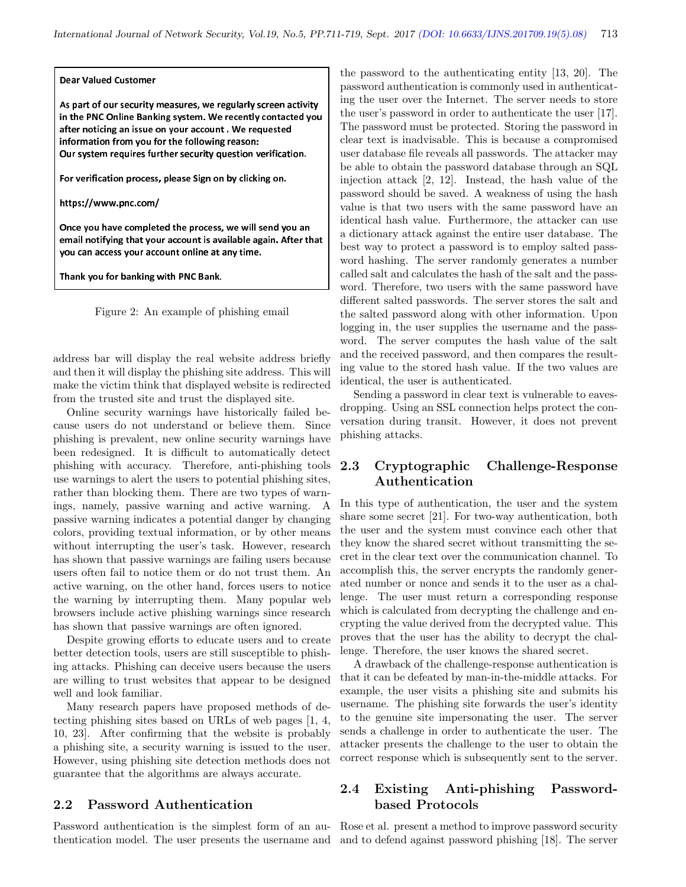Dear Valued Customer

As part of our security measures, we regularly screen activity in the PNC Online Banking system. We recently contacted you after noticing an issue on your account . We requested information from you for the following reason:
Our system requires further security question verification.

For verification process, please Sign on by clicking on.

https://www.pnc.com/

Once you have completed the process, we will send you an email notifying that your account is available again. After that you can access your account online at any time.

Thank you for banking with PNC Bank.

Figure 2: An example of phishing email

address bar will display the real website address briefly and then it will display the phishing site address. This will make the victim think that displayed website is redirected from the trusted site and trust the displayed site.

Online security warnings have historically failed because users do not understand or believe them. Since phishing is prevalent, new online security warnings have been redesigned. It is difficult to automatically detect phishing with accuracy. Therefore, anti-phishing tools use warnings to alert the users to potential phishing sites, rather than blocking them. There are two types of warnings, namely, passive warning and active warning. A passive warning indicates a potential danger by changing colors, providing textual information, or by other means without interrupting the user's task. However, research has shown that passive warnings are failing users because users often fail to notice them or do not trust them. An active warning, on the other hand, forces users to notice the warning by interrupting them. Many popular web browsers include active phishing warnings since research has shown that passive warnings are often ignored.

Despite growing efforts to educate users and to create better detection tools, users are still susceptible to phishing attacks. Phishing can deceive users because the users are willing to trust websites that appear to be designed well and look familiar.

Many research papers have proposed methods of detecting phishing sites based on URLs of web pages [1, 4, 10, 23]. After confirming that the website is probably a phishing site, a security warning is issued to the user. However, using phishing site detection methods does not guarantee that the algorithms are always accurate.

## 2.2 Password Authentication

Password authentication is the simplest form of an authentication model. The user presents the username and the password to the authenticating entity [13, 20]. The password authentication is commonly used in authenticating the user over the Internet. The server needs to store the user's password in order to authenticate the user [17]. The password must be protected. Storing the password in clear text is inadvisable. This is because a compromised user database file reveals all passwords. The attacker may be able to obtain the password database through an SQL injection attack [2, 12]. Instead, the hash value of the password should be saved. A weakness of using the hash value is that two users with the same password have an identical hash value. Furthermore, the attacker can use a dictionary attack against the entire user database. The best way to protect a password is to employ salted password hashing. The server randomly generates a number called salt and calculates the hash of the salt and the password. Therefore, two users with the same password have different salted passwords. The server stores the salt and the salted password along with other information. Upon logging in, the user supplies the username and the password. The server computes the hash value of the salt and the received password, and then compares the resulting value to the stored hash value. If the two values are identical, the user is authenticated.

Sending a password in clear text is vulnerable to eavesdropping. Using an SSL connection helps protect the conversation during transit. However, it does not prevent phishing attacks.

## 2.3 Cryptographic Challenge-Response Authentication

In this type of authentication, the user and the system share some secret [21]. For two-way authentication, both the user and the system must convince each other that they know the shared secret without transmitting the secret in the clear text over the communication channel. To accomplish this, the server encrypts the randomly generated number or nonce and sends it to the user as a challenge. The user must return a corresponding response which is calculated from decrypting the challenge and encrypting the value derived from the decrypted value. This proves that the user has the ability to decrypt the challenge. Therefore, the user knows the shared secret.

A drawback of the challenge-response authentication is that it can be defeated by man-in-the-middle attacks. For example, the user visits a phishing site and submits his username. The phishing site forwards the user's identity to the genuine site impersonating the user. The server sends a challenge in order to authenticate the user. The attacker presents the challenge to the user to obtain the correct response which is subsequently sent to the server.

## 2.4 Existing Anti-phishing Password-based Protocols

Rose et al. present a method to improve password security and to defend against password phishing [18]. The server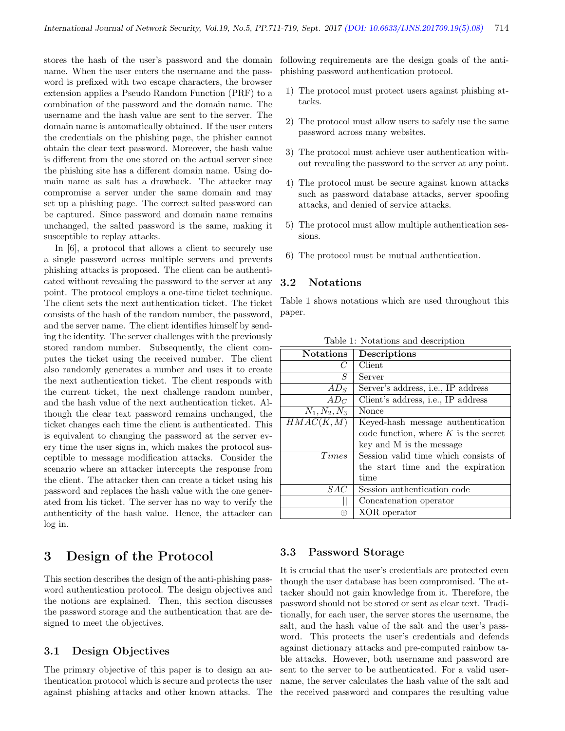stores the hash of the user's password and the domain name. When the user enters the username and the password is prefixed with two escape characters, the browser extension applies a Pseudo Random Function (PRF) to a combination of the password and the domain name. The username and the hash value are sent to the server. The domain name is automatically obtained. If the user enters the credentials on the phishing page, the phisher cannot obtain the clear text password. Moreover, the hash value is different from the one stored on the actual server since the phishing site has a different domain name. Using domain name as salt has a drawback. The attacker may compromise a server under the same domain and may set up a phishing page. The correct salted password can be captured. Since password and domain name remains unchanged, the salted password is the same, making it susceptible to replay attacks.

In [6], a protocol that allows a client to securely use a single password across multiple servers and prevents phishing attacks is proposed. The client can be authenticated without revealing the password to the server at any point. The protocol employs a one-time ticket technique. The client sets the next authentication ticket. The ticket consists of the hash of the random number, the password, and the server name. The client identifies himself by sending the identity. The server challenges with the previously stored random number. Subsequently, the client computes the ticket using the received number. The client also randomly generates a number and uses it to create the next authentication ticket. The client responds with the current ticket, the next challenge random number, and the hash value of the next authentication ticket. Although the clear text password remains unchanged, the ticket changes each time the client is authenticated. This is equivalent to changing the password at the server every time the user signs in, which makes the protocol susceptible to message modification attacks. Consider the scenario where an attacker intercepts the response from the client. The attacker then can create a ticket using his password and replaces the hash value with the one generated from his ticket. The server has no way to verify the authenticity of the hash value. Hence, the attacker can log in.

# 3 Design of the Protocol

This section describes the design of the anti-phishing password authentication protocol. The design objectives and the notions are explained. Then, this section discusses the password storage and the authentication that are designed to meet the objectives.

## 3.1 Design Objectives

The primary objective of this paper is to design an authentication protocol which is secure and protects the user against phishing attacks and other known attacks. The following requirements are the design goals of the anti-phishing password authentication protocol.

1) The protocol must protect users against phishing attacks.
2) The protocol must allow users to safely use the same password across many websites.
3) The protocol must achieve user authentication without revealing the password to the server at any point.
4) The protocol must be secure against known attacks such as password database attacks, server spoofing attacks, and denied of service attacks.
5) The protocol must allow multiple authentication sessions.
6) The protocol must be mutual authentication.

## 3.2 Notations

Table 1 shows notations which are used throughout this paper.

Table 1: Notations and description

| Notations | Descriptions |
|---|---|
| $C$ | Client |
| $S$ | Server |
| $AD_S$ | Server's address, i.e., IP address |
| $AD_C$ | Client's address, i.e., IP address |
| $N_1, N_2, N_3$ | Nonce |
| $HMAC(K, M)$ | Keyed-hash message authentication code function, where $K$ is the secret key and M is the message |
| $Times$ | Session valid time which consists of the start time and the expiration time |
| $SAC$ | Session authentication code |
| $\|\|$ | Concatenation operator |
| $\oplus$ | XOR operator |

## 3.3 Password Storage

It is crucial that the user's credentials are protected even though the user database has been compromised. The attacker should not gain knowledge from it. Therefore, the password should not be stored or sent as clear text. Traditionally, for each user, the server stores the username, the salt, and the hash value of the salt and the user's password. This protects the user's credentials and defends against dictionary attacks and pre-computed rainbow table attacks. However, both username and password are sent to the server to be authenticated. For a valid username, the server calculates the hash value of the salt and the received password and compares the resulting value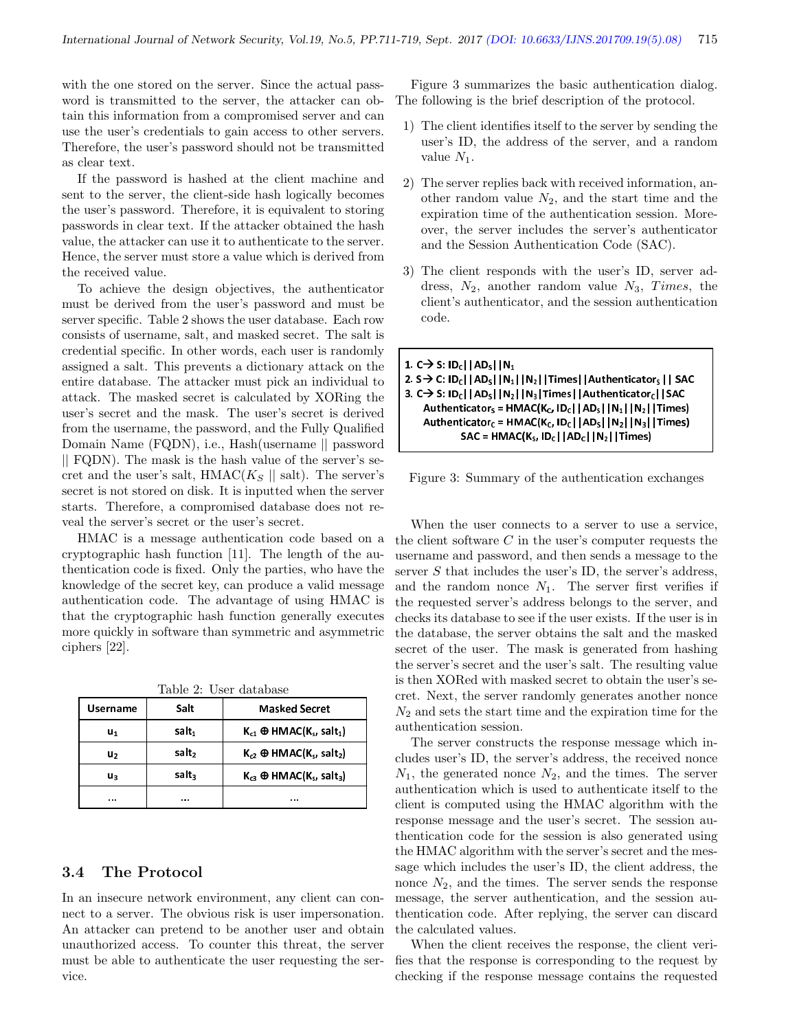with the one stored on the server. Since the actual password is transmitted to the server, the attacker can obtain this information from a compromised server and can use the user's credentials to gain access to other servers. Therefore, the user's password should not be transmitted as clear text.

If the password is hashed at the client machine and sent to the server, the client-side hash logically becomes the user's password. Therefore, it is equivalent to storing passwords in clear text. If the attacker obtained the hash value, the attacker can use it to authenticate to the server. Hence, the server must store a value which is derived from the received value.

To achieve the design objectives, the authenticator must be derived from the user's password and must be server specific. Table 2 shows the user database. Each row consists of username, salt, and masked secret. The salt is credential specific. In other words, each user is randomly assigned a salt. This prevents a dictionary attack on the entire database. The attacker must pick an individual to attack. The masked secret is calculated by XORing the user's secret and the mask. The user's secret is derived from the username, the password, and the Fully Qualified Domain Name (FQDN), i.e., Hash(username || password || FQDN). The mask is the hash value of the server's secret and the user's salt, HMAC($K_S$ || salt). The server's secret is not stored on disk. It is inputted when the server starts. Therefore, a compromised database does not reveal the server's secret or the user's secret.

HMAC is a message authentication code based on a cryptographic hash function [11]. The length of the authentication code is fixed. Only the parties, who have the knowledge of the secret key, can produce a valid message authentication code. The advantage of using HMAC is that the cryptographic hash function generally executes more quickly in software than symmetric and asymmetric ciphers [22].

Table 2: User database

| Username | Salt | Masked Secret |
|---|---|---|
| $u_1$ | $salt_1$ | $K_{c1} \oplus$ HMAC($K_s$, $salt_1$) |
| $u_2$ | $salt_2$ | $K_{c2} \oplus$ HMAC($K_s$, $salt_2$) |
| $u_3$ | $salt_3$ | $K_{c3} \oplus$ HMAC($K_s$, $salt_3$) |
| ... | ... | ... |

## 3.4 The Protocol

In an insecure network environment, any client can connect to a server. The obvious risk is user impersonation. An attacker can pretend to be another user and obtain unauthorized access. To counter this threat, the server must be able to authenticate the user requesting the service.

Figure 3 summarizes the basic authentication dialog. The following is the brief description of the protocol.

1) The client identifies itself to the server by sending the user's ID, the address of the server, and a random value $N_1$.

2) The server replies back with received information, another random value $N_2$, and the start time and the expiration time of the authentication session. Moreover, the server includes the server's authenticator and the Session Authentication Code (SAC).

3) The client responds with the user's ID, server address, $N_2$, another random value $N_3$, $Times$, the client's authenticator, and the session authentication code.

**1. C→ S: $ID_C$||$AD_S$||$N_1$**
**2. S→ C: $ID_C$||$AD_S$||$N_1$||$N_2$||Times||$Authenticator_S$|| SAC**
**3. C→ S: $ID_C$||$AD_S$||$N_2$||$N_3$|Times||$Authenticator_C$||SAC**
**$Authenticator_S$ = HMAC($K_C$, $ID_C$||$AD_S$||$N_1$||$N_2$||Times)**
**$Authenticator_C$ = HMAC($K_C$, $ID_C$||$AD_S$||$N_2$||$N_3$||Times)**
**SAC = HMAC($K_S$, $ID_C$||$AD_C$||$N_2$||Times)**

Figure 3: Summary of the authentication exchanges

When the user connects to a server to use a service, the client software $C$ in the user's computer requests the username and password, and then sends a message to the server $S$ that includes the user's ID, the server's address, and the random nonce $N_1$. The server first verifies if the requested server's address belongs to the server, and checks its database to see if the user exists. If the user is in the database, the server obtains the salt and the masked secret of the user. The mask is generated from hashing the server's secret and the user's salt. The resulting value is then XORed with masked secret to obtain the user's secret. Next, the server randomly generates another nonce $N_2$ and sets the start time and the expiration time for the authentication session.

The server constructs the response message which includes user's ID, the server's address, the received nonce $N_1$, the generated nonce $N_2$, and the times. The server authentication which is used to authenticate itself to the client is computed using the HMAC algorithm with the response message and the user's secret. The session authentication code for the session is also generated using the HMAC algorithm with the server's secret and the message which includes the user's ID, the client address, the nonce $N_2$, and the times. The server sends the response message, the server authentication, and the session authentication code. After replying, the server can discard the calculated values.

When the client receives the response, the client verifies that the response is corresponding to the request by checking if the response message contains the requested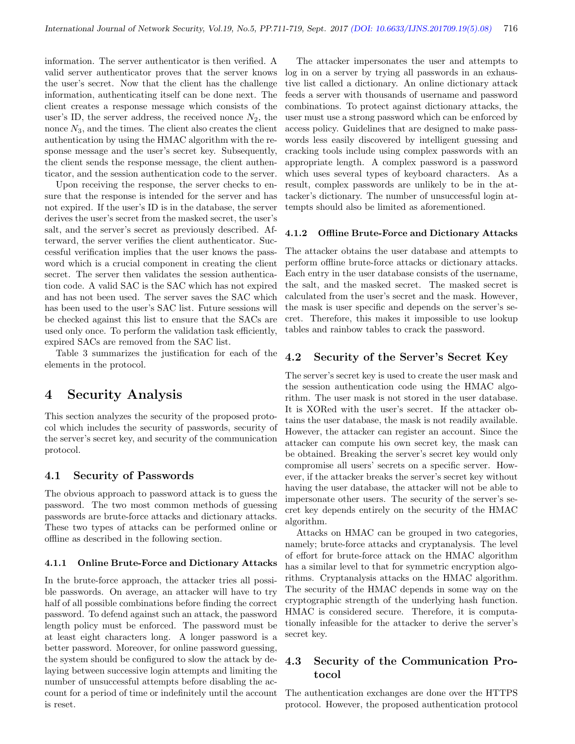information. The server authenticator is then verified. A valid server authenticator proves that the server knows the user's secret. Now that the client has the challenge information, authenticating itself can be done next. The client creates a response message which consists of the user's ID, the server address, the received nonce $N_2$, the nonce $N_3$, and the times. The client also creates the client authentication by using the HMAC algorithm with the response message and the user's secret key. Subsequently, the client sends the response message, the client authenticator, and the session authentication code to the server.

Upon receiving the response, the server checks to ensure that the response is intended for the server and has not expired. If the user's ID is in the database, the server derives the user's secret from the masked secret, the user's salt, and the server's secret as previously described. Afterward, the server verifies the client authenticator. Successful verification implies that the user knows the password which is a crucial component in creating the client secret. The server then validates the session authentication code. A valid SAC is the SAC which has not expired and has not been used. The server saves the SAC which has been used to the user's SAC list. Future sessions will be checked against this list to ensure that the SACs are used only once. To perform the validation task efficiently, expired SACs are removed from the SAC list.

Table 3 summarizes the justification for each of the elements in the protocol.

# 4 Security Analysis

This section analyzes the security of the proposed protocol which includes the security of passwords, security of the server's secret key, and security of the communication protocol.

## 4.1 Security of Passwords

The obvious approach to password attack is to guess the password. The two most common methods of guessing passwords are brute-force attacks and dictionary attacks. These two types of attacks can be performed online or offline as described in the following section.

### 4.1.1 Online Brute-Force and Dictionary Attacks

In the brute-force approach, the attacker tries all possible passwords. On average, an attacker will have to try half of all possible combinations before finding the correct password. To defend against such an attack, the password length policy must be enforced. The password must be at least eight characters long. A longer password is a better password. Moreover, for online password guessing, the system should be configured to slow the attack by delaying between successive login attempts and limiting the number of unsuccessful attempts before disabling the account for a period of time or indefinitely until the account is reset.

The attacker impersonates the user and attempts to log in on a server by trying all passwords in an exhaustive list called a dictionary. An online dictionary attack feeds a server with thousands of username and password combinations. To protect against dictionary attacks, the user must use a strong password which can be enforced by access policy. Guidelines that are designed to make passwords less easily discovered by intelligent guessing and cracking tools include using complex passwords with an appropriate length. A complex password is a password which uses several types of keyboard characters. As a result, complex passwords are unlikely to be in the attacker's dictionary. The number of unsuccessful login attempts should also be limited as aforementioned.

### 4.1.2 Offline Brute-Force and Dictionary Attacks

The attacker obtains the user database and attempts to perform offline brute-force attacks or dictionary attacks. Each entry in the user database consists of the username, the salt, and the masked secret. The masked secret is calculated from the user's secret and the mask. However, the mask is user specific and depends on the server's secret. Therefore, this makes it impossible to use lookup tables and rainbow tables to crack the password.

## 4.2 Security of the Server's Secret Key

The server's secret key is used to create the user mask and the session authentication code using the HMAC algorithm. The user mask is not stored in the user database. It is XORed with the user's secret. If the attacker obtains the user database, the mask is not readily available. However, the attacker can register an account. Since the attacker can compute his own secret key, the mask can be obtained. Breaking the server's secret key would only compromise all users' secrets on a specific server. However, if the attacker breaks the server's secret key without having the user database, the attacker will not be able to impersonate other users. The security of the server's secret key depends entirely on the security of the HMAC algorithm.

Attacks on HMAC can be grouped in two categories, namely; brute-force attacks and cryptanalysis. The level of effort for brute-force attack on the HMAC algorithm has a similar level to that for symmetric encryption algorithms. Cryptanalysis attacks on the HMAC algorithm. The security of the HMAC depends in some way on the cryptographic strength of the underlying hash function. HMAC is considered secure. Therefore, it is computationally infeasible for the attacker to derive the server's secret key.

## 4.3 Security of the Communication Protocol

The authentication exchanges are done over the HTTPS protocol. However, the proposed authentication protocol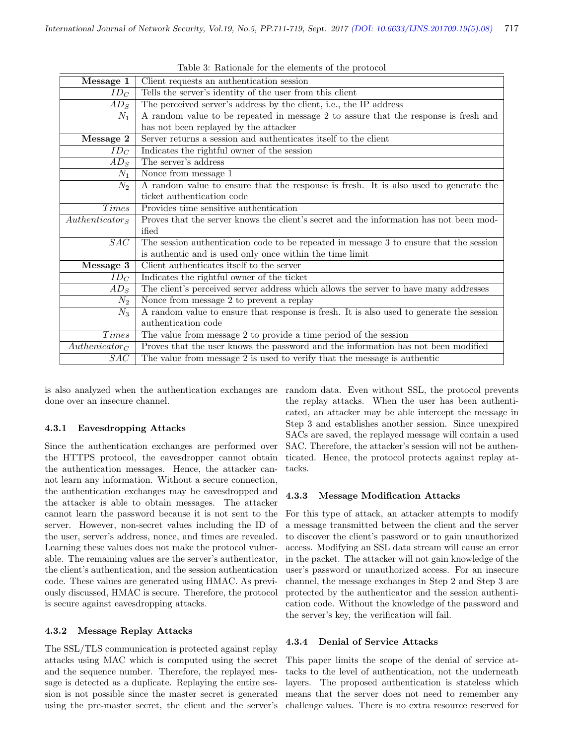Table 3: Rationale for the elements of the protocol

| **Message 1** | Client requests an authentication session |
|---|---|
| $ID_C$ | Tells the server's identity of the user from this client |
| $AD_S$ | The perceived server's address by the client, i.e., the IP address |
| $N_1$ | A random value to be repeated in message 2 to assure that the response is fresh and has not been replayed by the attacker |
| **Message 2** | Server returns a session and authenticates itself to the client |
| $ID_C$ | Indicates the rightful owner of the session |
| $AD_S$ | The server's address |
| $N_1$ | Nonce from message 1 |
| $N_2$ | A random value to ensure that the response is fresh. It is also used to generate the ticket authentication code |
| $Times$ | Provides time sensitive authentication |
| $Authenticator_S$ | Proves that the server knows the client's secret and the information has not been modified |
| $SAC$ | The session authentication code to be repeated in message 3 to ensure that the session is authentic and is used only once within the time limit |
| **Message 3** | Client authenticates itself to the server |
| $ID_C$ | Indicates the rightful owner of the ticket |
| $AD_S$ | The client's perceived server address which allows the server to have many addresses |
| $N_2$ | Nonce from message 2 to prevent a replay |
| $N_3$ | A random value to ensure that response is fresh. It is also used to generate the session authentication code |
| $Times$ | The value from message 2 to provide a time period of the session |
| $Authenicator_C$ | Proves that the user knows the password and the information has not been modified |
| $SAC$ | The value from message 2 is used to verify that the message is authentic |

is also analyzed when the authentication exchanges are done over an insecure channel.

### 4.3.1 Eavesdropping Attacks

Since the authentication exchanges are performed over the HTTPS protocol, the eavesdropper cannot obtain the authentication messages. Hence, the attacker cannot learn any information. Without a secure connection, the authentication exchanges may be eavesdropped and the attacker is able to obtain messages. The attacker cannot learn the password because it is not sent to the server. However, non-secret values including the ID of the user, server's address, nonce, and times are revealed. Learning these values does not make the protocol vulnerable. The remaining values are the server's authenticator, the client's authentication, and the session authentication code. These values are generated using HMAC. As previously discussed, HMAC is secure. Therefore, the protocol is secure against eavesdropping attacks.

### 4.3.2 Message Replay Attacks

The SSL/TLS communication is protected against replay attacks using MAC which is computed using the secret and the sequence number. Therefore, the replayed message is detected as a duplicate. Replaying the entire session is not possible since the master secret is generated using the pre-master secret, the client and the server's random data. Even without SSL, the protocol prevents the replay attacks. When the user has been authenticated, an attacker may be able intercept the message in Step 3 and establishes another session. Since unexpired SACs are saved, the replayed message will contain a used SAC. Therefore, the attacker's session will not be authenticated. Hence, the protocol protects against replay attacks.

### 4.3.3 Message Modification Attacks

For this type of attack, an attacker attempts to modify a message transmitted between the client and the server to discover the client's password or to gain unauthorized access. Modifying an SSL data stream will cause an error in the packet. The attacker will not gain knowledge of the user's password or unauthorized access. For an insecure channel, the message exchanges in Step 2 and Step 3 are protected by the authenticator and the session authentication code. Without the knowledge of the password and the server's key, the verification will fail.

### 4.3.4 Denial of Service Attacks

This paper limits the scope of the denial of service attacks to the level of authentication, not the underneath layers. The proposed authentication is stateless which means that the server does not need to remember any challenge values. There is no extra resource reserved for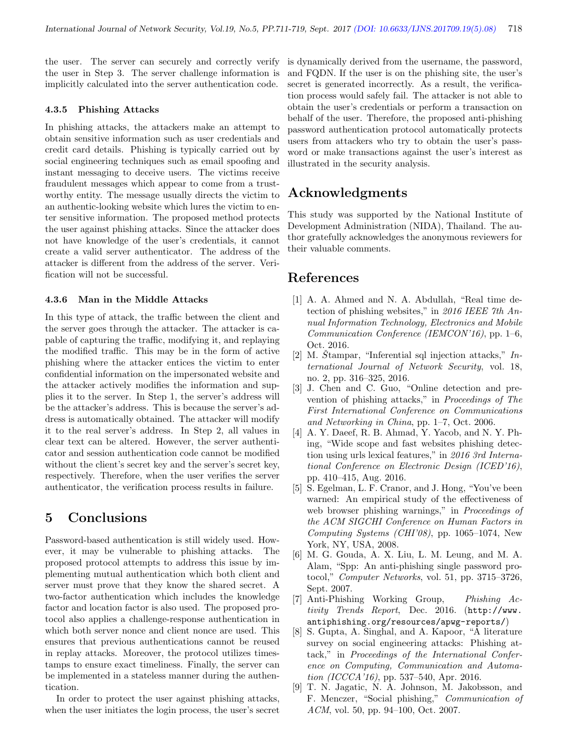the user. The server can securely and correctly verify the user in Step 3. The server challenge information is implicitly calculated into the server authentication code.

#### 4.3.5 Phishing Attacks

In phishing attacks, the attackers make an attempt to obtain sensitive information such as user credentials and credit card details. Phishing is typically carried out by social engineering techniques such as email spoofing and instant messaging to deceive users. The victims receive fraudulent messages which appear to come from a trustworthy entity. The message usually directs the victim to an authentic-looking website which lures the victim to enter sensitive information. The proposed method protects the user against phishing attacks. Since the attacker does not have knowledge of the user's credentials, it cannot create a valid server authenticator. The address of the attacker is different from the address of the server. Verification will not be successful.

#### 4.3.6 Man in the Middle Attacks

In this type of attack, the traffic between the client and the server goes through the attacker. The attacker is capable of capturing the traffic, modifying it, and replaying the modified traffic. This may be in the form of active phishing where the attacker entices the victim to enter confidential information on the impersonated website and the attacker actively modifies the information and supplies it to the server. In Step 1, the server's address will be the attacker's address. This is because the server's address is automatically obtained. The attacker will modify it to the real server's address. In Step 2, all values in clear text can be altered. However, the server authenticator and session authentication code cannot be modified without the client's secret key and the server's secret key, respectively. Therefore, when the user verifies the server authenticator, the verification process results in failure.

## 5 Conclusions

Password-based authentication is still widely used. However, it may be vulnerable to phishing attacks. The proposed protocol attempts to address this issue by implementing mutual authentication which both client and server must prove that they know the shared secret. A two-factor authentication which includes the knowledge factor and location factor is also used. The proposed protocol also applies a challenge-response authentication in which both server nonce and client nonce are used. This ensures that previous authentications cannot be reused in replay attacks. Moreover, the protocol utilizes timestamps to ensure exact timeliness. Finally, the server can be implemented in a stateless manner during the authentication.

In order to protect the user against phishing attacks, when the user initiates the login process, the user's secret is dynamically derived from the username, the password, and FQDN. If the user is on the phishing site, the user's secret is generated incorrectly. As a result, the verification process would safely fail. The attacker is not able to obtain the user's credentials or perform a transaction on behalf of the user. Therefore, the proposed anti-phishing password authentication protocol automatically protects users from attackers who try to obtain the user's password or make transactions against the user's interest as illustrated in the security analysis.

## Acknowledgments

This study was supported by the National Institute of Development Administration (NIDA), Thailand. The author gratefully acknowledges the anonymous reviewers for their valuable comments.

## References

[1] A. A. Ahmed and N. A. Abdullah, "Real time detection of phishing websites," in *2016 IEEE 7th Annual Information Technology, Electronics and Mobile Communication Conference (IEMCON'16)*, pp. 1–6, Oct. 2016.

[2] M. Štampar, "Inferential sql injection attacks," *International Journal of Network Security*, vol. 18, no. 2, pp. 316–325, 2016.

[3] J. Chen and C. Guo, "Online detection and prevention of phishing attacks," in *Proceedings of The First International Conference on Communications and Networking in China*, pp. 1–7, Oct. 2006.

[4] A. Y. Daeef, R. B. Ahmad, Y. Yacob, and N. Y. Phing, "Wide scope and fast websites phishing detection using urls lexical features," in *2016 3rd International Conference on Electronic Design (ICED'16)*, pp. 410–415, Aug. 2016.

[5] S. Egelman, L. F. Cranor, and J. Hong, "You've been warned: An empirical study of the effectiveness of web browser phishing warnings," in *Proceedings of the ACM SIGCHI Conference on Human Factors in Computing Systems (CHI'08)*, pp. 1065–1074, New York, NY, USA, 2008.

[6] M. G. Gouda, A. X. Liu, L. M. Leung, and M. A. Alam, "Spp: An anti-phishing single password protocol," *Computer Networks*, vol. 51, pp. 3715–3726, Sept. 2007.

[7] Anti-Phishing Working Group, *Phishing Activity Trends Report*, Dec. 2016. (`http://www.antiphishing.org/resources/apwg-reports/`)

[8] S. Gupta, A. Singhal, and A. Kapoor, "A literature survey on social engineering attacks: Phishing attack," in *Proceedings of the International Conference on Computing, Communication and Automation (ICCCA'16)*, pp. 537–540, Apr. 2016.

[9] T. N. Jagatic, N. A. Johnson, M. Jakobsson, and F. Menczer, "Social phishing," *Communication of ACM*, vol. 50, pp. 94–100, Oct. 2007.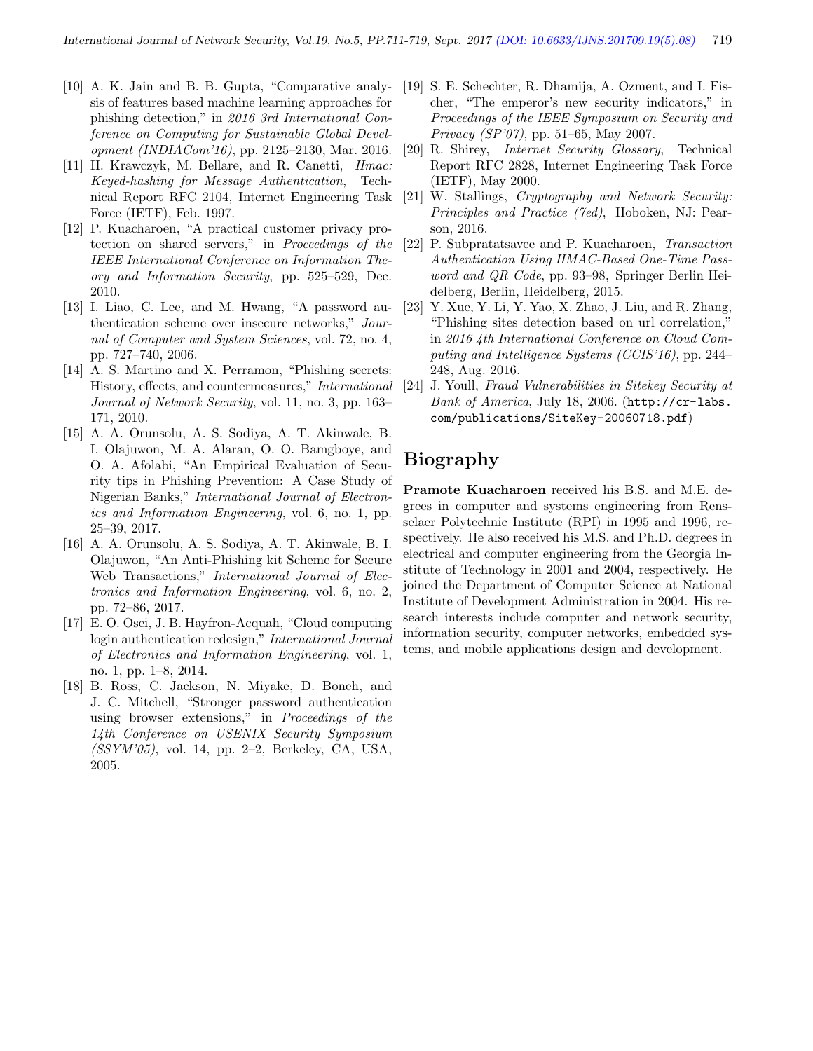[10] A. K. Jain and B. B. Gupta, "Comparative analysis of features based machine learning approaches for phishing detection," in *2016 3rd International Conference on Computing for Sustainable Global Development (INDIACom'16)*, pp. 2125–2130, Mar. 2016.

[11] H. Krawczyk, M. Bellare, and R. Canetti, *Hmac: Keyed-hashing for Message Authentication*, Technical Report RFC 2104, Internet Engineering Task Force (IETF), Feb. 1997.

[12] P. Kuacharoen, "A practical customer privacy protection on shared servers," in *Proceedings of the IEEE International Conference on Information Theory and Information Security*, pp. 525–529, Dec. 2010.

[13] I. Liao, C. Lee, and M. Hwang, "A password authentication scheme over insecure networks," *Journal of Computer and System Sciences*, vol. 72, no. 4, pp. 727–740, 2006.

[14] A. S. Martino and X. Perramon, "Phishing secrets: History, effects, and countermeasures," *International Journal of Network Security*, vol. 11, no. 3, pp. 163–171, 2010.

[15] A. A. Orunsolu, A. S. Sodiya, A. T. Akinwale, B. I. Olajuwon, M. A. Alaran, O. O. Bamgboye, and O. A. Afolabi, "An Empirical Evaluation of Security tips in Phishing Prevention: A Case Study of Nigerian Banks," *International Journal of Electronics and Information Engineering*, vol. 6, no. 1, pp. 25–39, 2017.

[16] A. A. Orunsolu, A. S. Sodiya, A. T. Akinwale, B. I. Olajuwon, "An Anti-Phishing kit Scheme for Secure Web Transactions," *International Journal of Electronics and Information Engineering*, vol. 6, no. 2, pp. 72–86, 2017.

[17] E. O. Osei, J. B. Hayfron-Acquah, "Cloud computing login authentication redesign," *International Journal of Electronics and Information Engineering*, vol. 1, no. 1, pp. 1–8, 2014.

[18] B. Ross, C. Jackson, N. Miyake, D. Boneh, and J. C. Mitchell, "Stronger password authentication using browser extensions," in *Proceedings of the 14th Conference on USENIX Security Symposium (SSYM'05)*, vol. 14, pp. 2–2, Berkeley, CA, USA, 2005.

[19] S. E. Schechter, R. Dhamija, A. Ozment, and I. Fischer, "The emperor's new security indicators," in *Proceedings of the IEEE Symposium on Security and Privacy (SP'07)*, pp. 51–65, May 2007.

[20] R. Shirey, *Internet Security Glossary*, Technical Report RFC 2828, Internet Engineering Task Force (IETF), May 2000.

[21] W. Stallings, *Cryptography and Network Security: Principles and Practice (7ed)*, Hoboken, NJ: Pearson, 2016.

[22] P. Subpratatsavee and P. Kuacharoen, *Transaction Authentication Using HMAC-Based One-Time Password and QR Code*, pp. 93–98, Springer Berlin Heidelberg, Berlin, Heidelberg, 2015.

[23] Y. Xue, Y. Li, Y. Yao, X. Zhao, J. Liu, and R. Zhang, "Phishing sites detection based on url correlation," in *2016 4th International Conference on Cloud Computing and Intelligence Systems (CCIS'16)*, pp. 244–248, Aug. 2016.

[24] J. Youll, *Fraud Vulnerabilities in Sitekey Security at Bank of America*, July 18, 2006. (http://cr-labs.com/publications/SiteKey-20060718.pdf)

# Biography

**Pramote Kuacharoen** received his B.S. and M.E. degrees in computer and systems engineering from Rensselaer Polytechnic Institute (RPI) in 1995 and 1996, respectively. He also received his M.S. and Ph.D. degrees in electrical and computer engineering from the Georgia Institute of Technology in 2001 and 2004, respectively. He joined the Department of Computer Science at National Institute of Development Administration in 2004. His research interests include computer and network security, information security, computer networks, embedded systems, and mobile applications design and development.